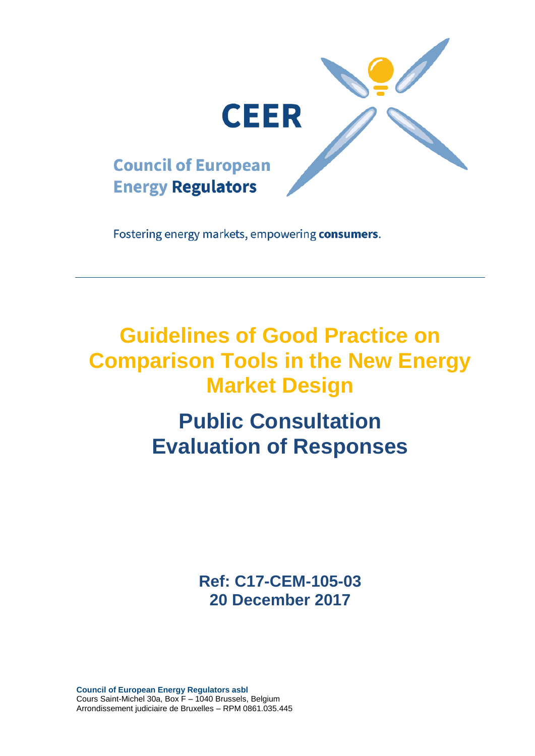CEER

Council of European Energy Regulators

Fostering energy markets, empowering **consumers**.

# Guidelines of Good Practice on Comparison Tools in the New Energy Market Design

## Public Consultation Evaluation of Responses

**Ref: C17-CEM-105-03**
**20 December 2017**

**Council of European Energy Regulators asbl**
Cours Saint-Michel 30a, Box F – 1040 Brussels, Belgium
Arrondissement judiciaire de Bruxelles – RPM 0861.035.445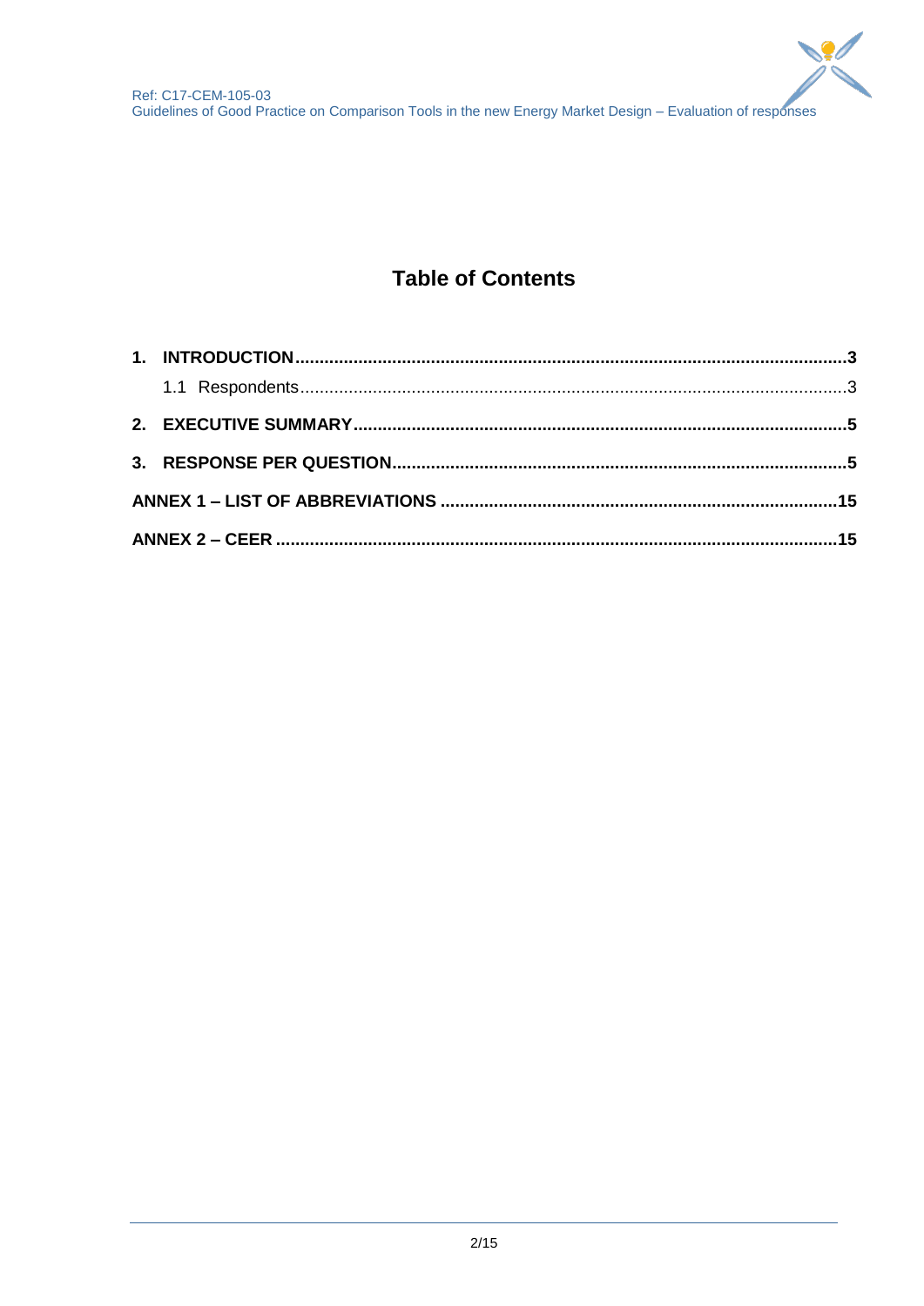# Table of Contents

**1. INTRODUCTION** ..... **3**

1.1 Respondents ..... 3

**2. EXECUTIVE SUMMARY** ..... **5**

**3. RESPONSE PER QUESTION** ..... **5**

**ANNEX 1 – LIST OF ABBREVIATIONS** ..... **15**

**ANNEX 2 – CEER** ..... **15**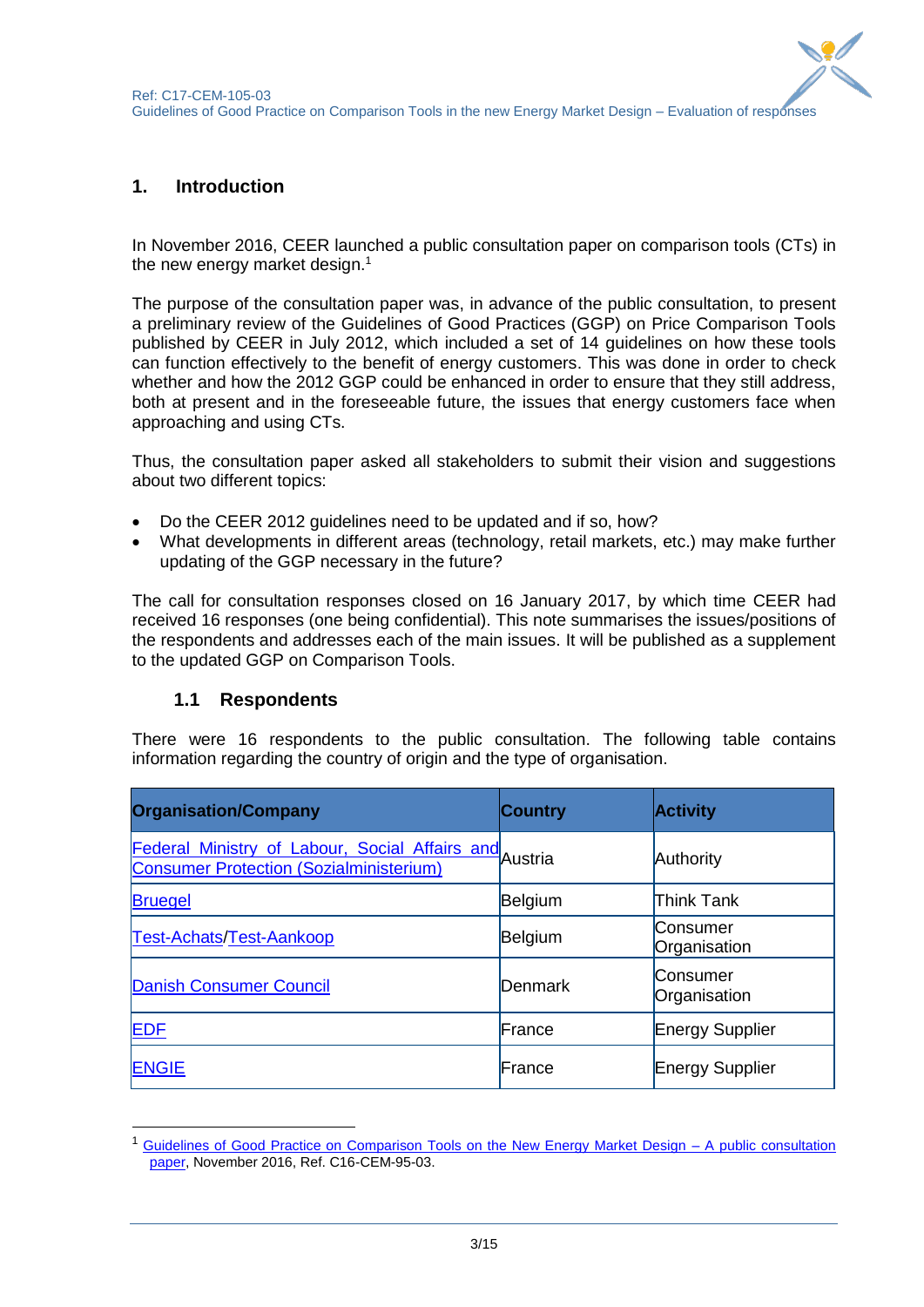## 1. Introduction

In November 2016, CEER launched a public consultation paper on comparison tools (CTs) in the new energy market design.[1]

The purpose of the consultation paper was, in advance of the public consultation, to present a preliminary review of the Guidelines of Good Practices (GGP) on Price Comparison Tools published by CEER in July 2012, which included a set of 14 guidelines on how these tools can function effectively to the benefit of energy customers. This was done in order to check whether and how the 2012 GGP could be enhanced in order to ensure that they still address, both at present and in the foreseeable future, the issues that energy customers face when approaching and using CTs.

Thus, the consultation paper asked all stakeholders to submit their vision and suggestions about two different topics:

- Do the CEER 2012 guidelines need to be updated and if so, how?
- What developments in different areas (technology, retail markets, etc.) may make further updating of the GGP necessary in the future?

The call for consultation responses closed on 16 January 2017, by which time CEER had received 16 responses (one being confidential). This note summarises the issues/positions of the respondents and addresses each of the main issues. It will be published as a supplement to the updated GGP on Comparison Tools.

### 1.1 Respondents

There were 16 respondents to the public consultation. The following table contains information regarding the country of origin and the type of organisation.

| Organisation/Company | Country | Activity |
|---|---|---|
| Federal Ministry of Labour, Social Affairs and Consumer Protection (Sozialministerium) | Austria | Authority |
| Bruegel | Belgium | Think Tank |
| Test-Achats/Test-Aankoop | Belgium | Consumer Organisation |
| Danish Consumer Council | Denmark | Consumer Organisation |
| EDF | France | Energy Supplier |
| ENGIE | France | Energy Supplier |

[1] Guidelines of Good Practice on Comparison Tools on the New Energy Market Design – A public consultation paper, November 2016, Ref. C16-CEM-95-03.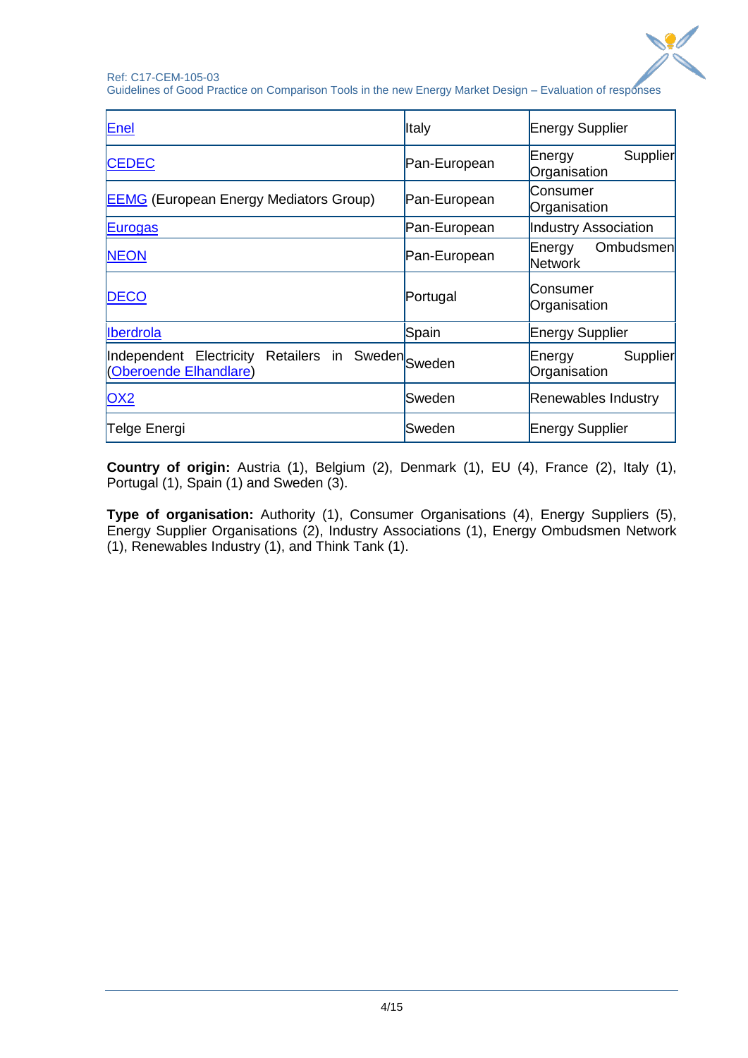| Enel | Italy | Energy Supplier |
|---|---|---|
| CEDEC | Pan-European | Energy Supplier Organisation |
| EEMG (European Energy Mediators Group) | Pan-European | Consumer Organisation |
| Eurogas | Pan-European | Industry Association |
| NEON | Pan-European | Energy Ombudsmen Network |
| DECO | Portugal | Consumer Organisation |
| Iberdrola | Spain | Energy Supplier |
| Independent Electricity Retailers in Sweden (Oberoende Elhandlare) | Sweden | Energy Supplier Organisation |
| OX2 | Sweden | Renewables Industry |
| Telge Energi | Sweden | Energy Supplier |

**Country of origin:** Austria (1), Belgium (2), Denmark (1), EU (4), France (2), Italy (1), Portugal (1), Spain (1) and Sweden (3).

**Type of organisation:** Authority (1), Consumer Organisations (4), Energy Suppliers (5), Energy Supplier Organisations (2), Industry Associations (1), Energy Ombudsmen Network (1), Renewables Industry (1), and Think Tank (1).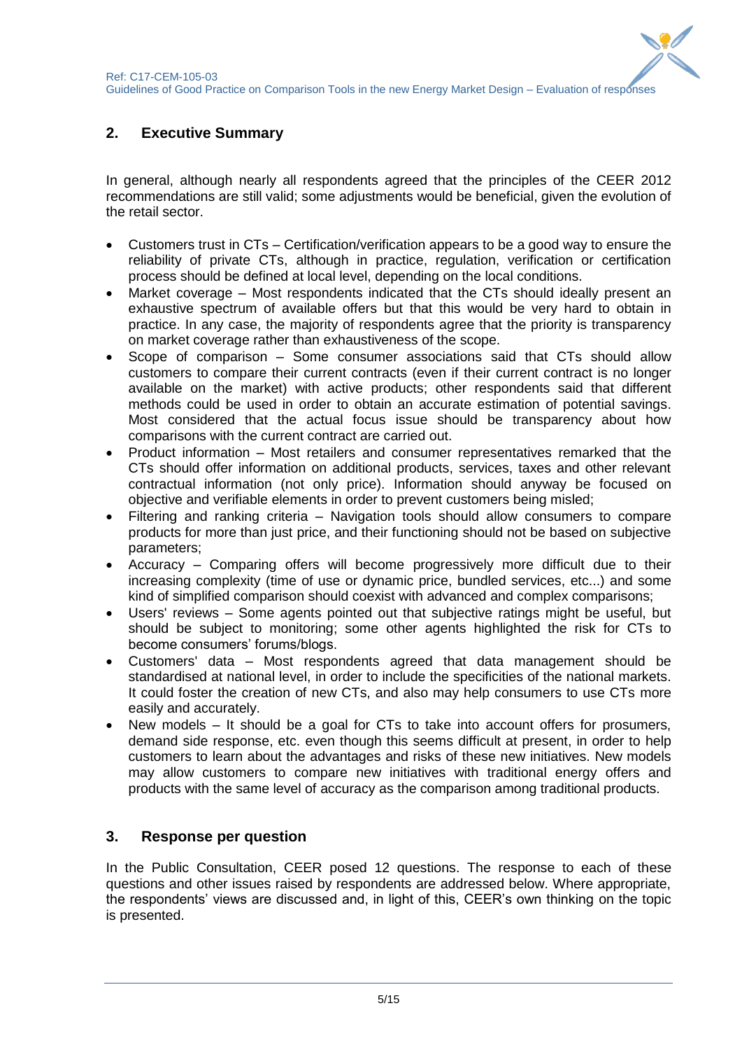## 2. Executive Summary

In general, although nearly all respondents agreed that the principles of the CEER 2012 recommendations are still valid; some adjustments would be beneficial, given the evolution of the retail sector.

- Customers trust in CTs – Certification/verification appears to be a good way to ensure the reliability of private CTs, although in practice, regulation, verification or certification process should be defined at local level, depending on the local conditions.
- Market coverage – Most respondents indicated that the CTs should ideally present an exhaustive spectrum of available offers but that this would be very hard to obtain in practice. In any case, the majority of respondents agree that the priority is transparency on market coverage rather than exhaustiveness of the scope.
- Scope of comparison – Some consumer associations said that CTs should allow customers to compare their current contracts (even if their current contract is no longer available on the market) with active products; other respondents said that different methods could be used in order to obtain an accurate estimation of potential savings. Most considered that the actual focus issue should be transparency about how comparisons with the current contract are carried out.
- Product information – Most retailers and consumer representatives remarked that the CTs should offer information on additional products, services, taxes and other relevant contractual information (not only price). Information should anyway be focused on objective and verifiable elements in order to prevent customers being misled;
- Filtering and ranking criteria – Navigation tools should allow consumers to compare products for more than just price, and their functioning should not be based on subjective parameters;
- Accuracy – Comparing offers will become progressively more difficult due to their increasing complexity (time of use or dynamic price, bundled services, etc...) and some kind of simplified comparison should coexist with advanced and complex comparisons;
- Users' reviews – Some agents pointed out that subjective ratings might be useful, but should be subject to monitoring; some other agents highlighted the risk for CTs to become consumers' forums/blogs.
- Customers' data – Most respondents agreed that data management should be standardised at national level, in order to include the specificities of the national markets. It could foster the creation of new CTs, and also may help consumers to use CTs more easily and accurately.
- New models – It should be a goal for CTs to take into account offers for prosumers, demand side response, etc. even though this seems difficult at present, in order to help customers to learn about the advantages and risks of these new initiatives. New models may allow customers to compare new initiatives with traditional energy offers and products with the same level of accuracy as the comparison among traditional products.

## 3. Response per question

In the Public Consultation, CEER posed 12 questions. The response to each of these questions and other issues raised by respondents are addressed below. Where appropriate, the respondents' views are discussed and, in light of this, CEER's own thinking on the topic is presented.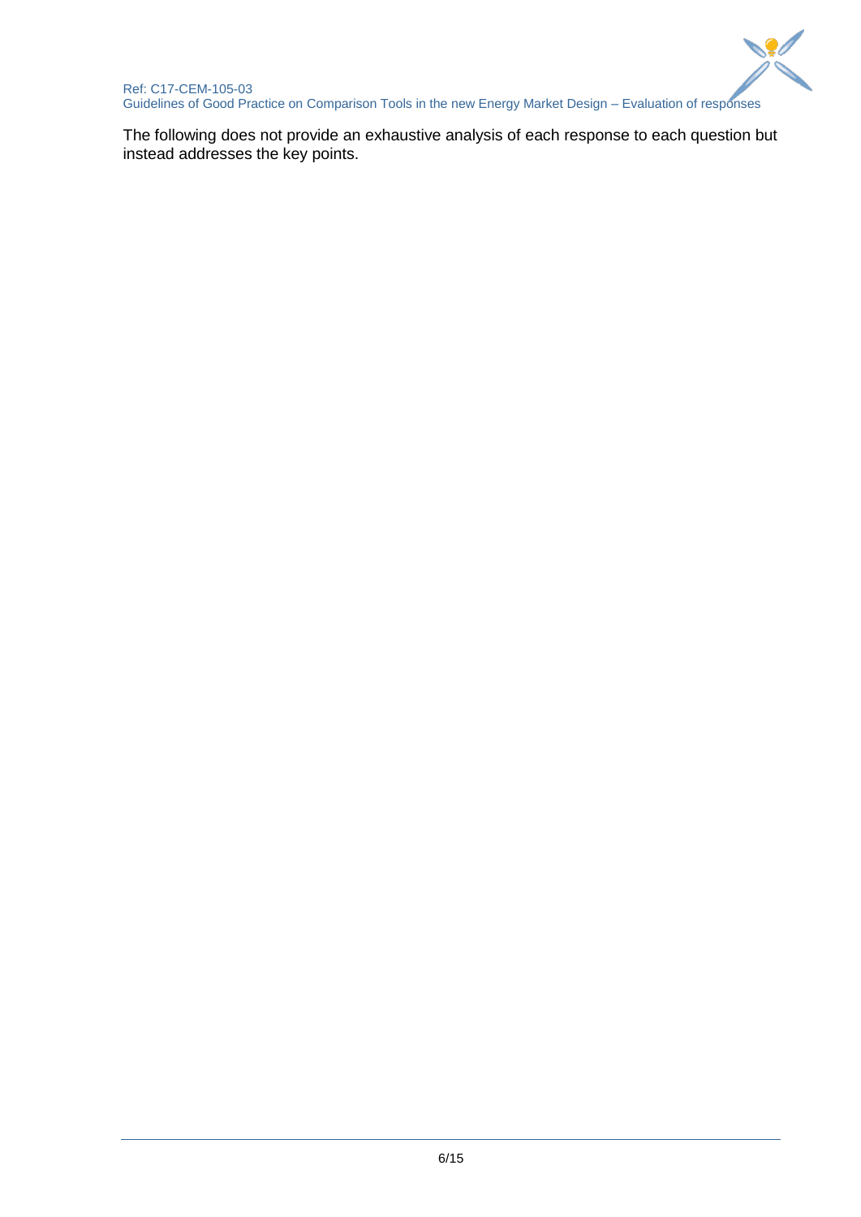The following does not provide an exhaustive analysis of each response to each question but instead addresses the key points.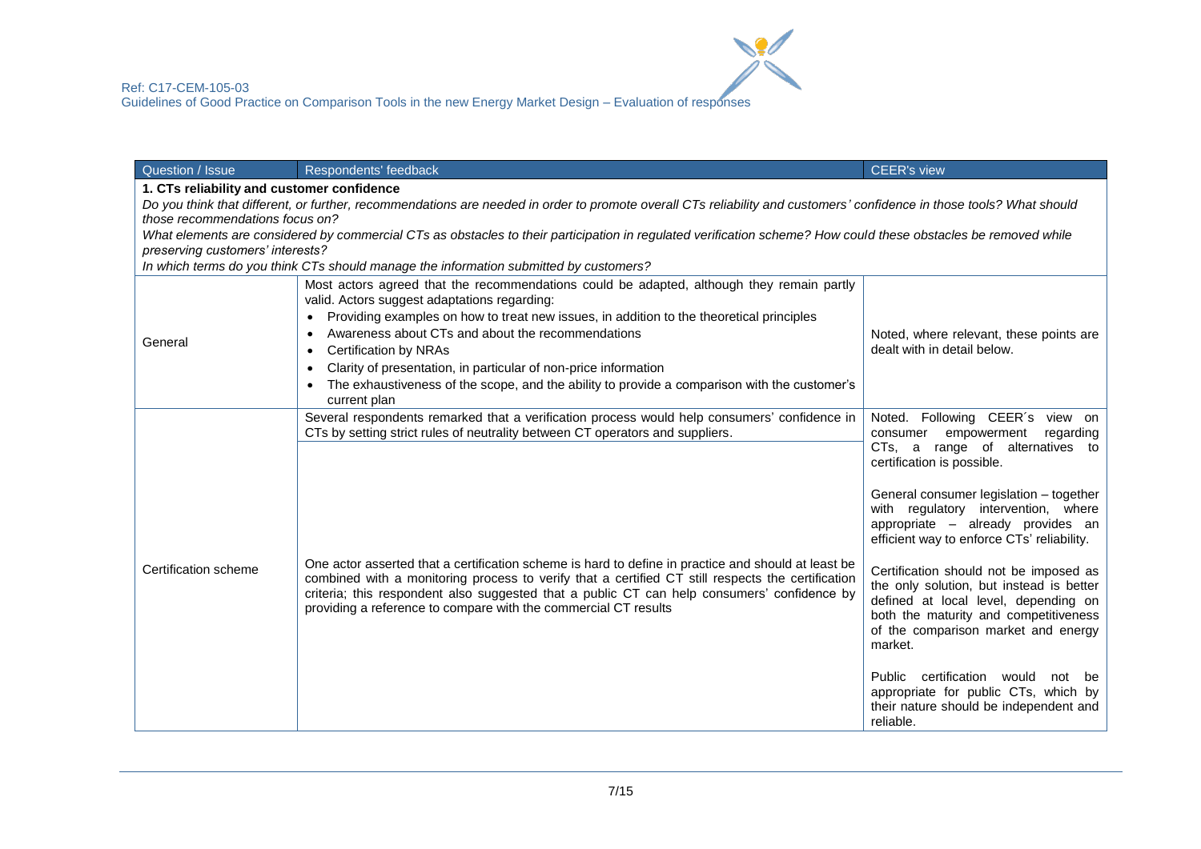| Question / Issue | Respondents' feedback | CEER's view |
|---|---|---|
| **1. CTs reliability and customer confidence**<br>*Do you think that different, or further, recommendations are needed in order to promote overall CTs reliability and customers' confidence in those tools? What should those recommendations focus on?*<br>*What elements are considered by commercial CTs as obstacles to their participation in regulated verification scheme? How could these obstacles be removed while preserving customers' interests?*<br>*In which terms do you think CTs should manage the information submitted by customers?* | | |
| General | Most actors agreed that the recommendations could be adapted, although they remain partly valid. Actors suggest adaptations regarding:<br>• Providing examples on how to treat new issues, in addition to the theoretical principles<br>• Awareness about CTs and about the recommendations<br>• Certification by NRAs<br>• Clarity of presentation, in particular of non-price information<br>• The exhaustiveness of the scope, and the ability to provide a comparison with the customer's current plan | Noted, where relevant, these points are dealt with in detail below. |
| Certification scheme | Several respondents remarked that a verification process would help consumers' confidence in CTs by setting strict rules of neutrality between CT operators and suppliers.<br><br>One actor asserted that a certification scheme is hard to define in practice and should at least be combined with a monitoring process to verify that a certified CT still respects the certification criteria; this respondent also suggested that a public CT can help consumers' confidence by providing a reference to compare with the commercial CT results | Noted. Following CEER´s view on consumer empowerment regarding CTs, a range of alternatives to certification is possible.<br><br>General consumer legislation – together with regulatory intervention, where appropriate – already provides an efficient way to enforce CTs' reliability.<br><br>Certification should not be imposed as the only solution, but instead is better defined at local level, depending on both the maturity and competitiveness of the comparison market and energy market.<br><br>Public certification would not be appropriate for public CTs, which by their nature should be independent and reliable. |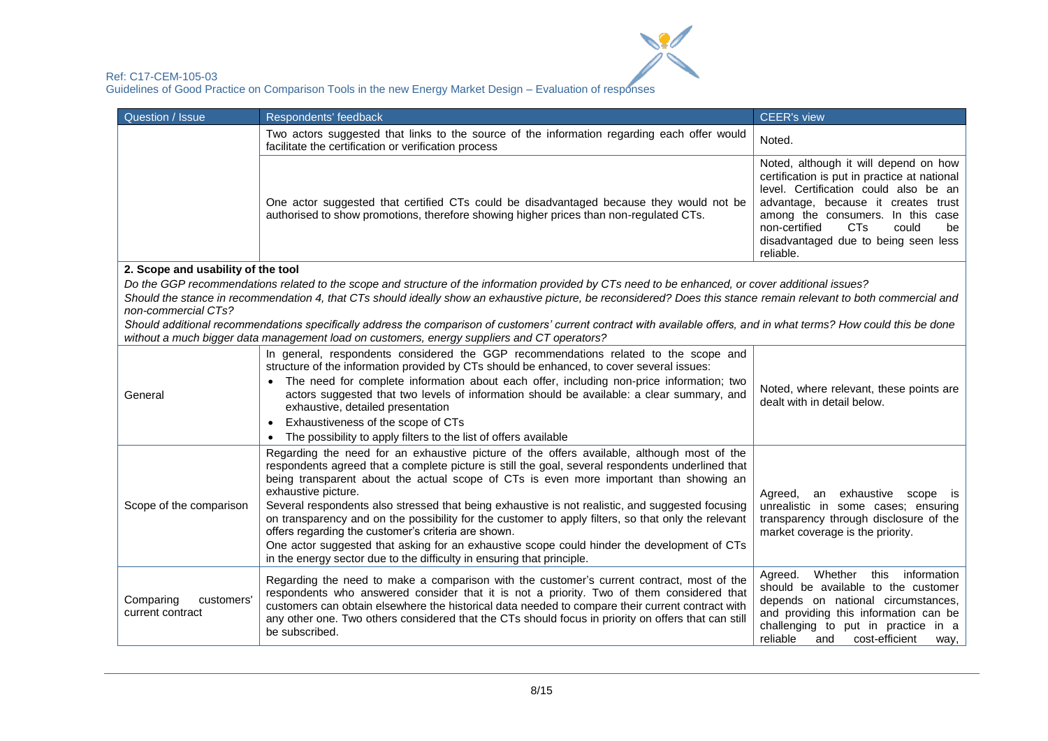| Question / Issue | Respondents' feedback | CEER's view |
|---|---|---|
| | Two actors suggested that links to the source of the information regarding each offer would facilitate the certification or verification process | Noted. |
| | One actor suggested that certified CTs could be disadvantaged because they would not be authorised to show promotions, therefore showing higher prices than non-regulated CTs. | Noted, although it will depend on how certification is put in practice at national level. Certification could also be an advantage, because it creates trust among the consumers. In this case non-certified CTs could be disadvantaged due to being seen less reliable. |
| **2. Scope and usability of the tool**<br>*Do the GGP recommendations related to the scope and structure of the information provided by CTs need to be enhanced, or cover additional issues?*<br>*Should the stance in recommendation 4, that CTs should ideally show an exhaustive picture, be reconsidered? Does this stance remain relevant to both commercial and non-commercial CTs?*<br>*Should additional recommendations specifically address the comparison of customers' current contract with available offers, and in what terms? How could this be done without a much bigger data management load on customers, energy suppliers and CT operators?* | | |
| General | In general, respondents considered the GGP recommendations related to the scope and structure of the information provided by CTs should be enhanced, to cover several issues:<br>• The need for complete information about each offer, including non-price information; two actors suggested that two levels of information should be available: a clear summary, and exhaustive, detailed presentation<br>• Exhaustiveness of the scope of CTs<br>• The possibility to apply filters to the list of offers available | Noted, where relevant, these points are dealt with in detail below. |
| Scope of the comparison | Regarding the need for an exhaustive picture of the offers available, although most of the respondents agreed that a complete picture is still the goal, several respondents underlined that being transparent about the actual scope of CTs is even more important than showing an exhaustive picture.<br>Several respondents also stressed that being exhaustive is not realistic, and suggested focusing on transparency and on the possibility for the customer to apply filters, so that only the relevant offers regarding the customer's criteria are shown.<br>One actor suggested that asking for an exhaustive scope could hinder the development of CTs in the energy sector due to the difficulty in ensuring that principle. | Agreed, an exhaustive scope is unrealistic in some cases; ensuring transparency through disclosure of the market coverage is the priority. |
| Comparing customers' current contract | Regarding the need to make a comparison with the customer's current contract, most of the respondents who answered consider that it is not a priority. Two of them considered that customers can obtain elsewhere the historical data needed to compare their current contract with any other one. Two others considered that the CTs should focus in priority on offers that can still be subscribed. | Agreed. Whether this information should be available to the customer depends on national circumstances, and providing this information can be challenging to put in practice in a reliable and cost-efficient way, |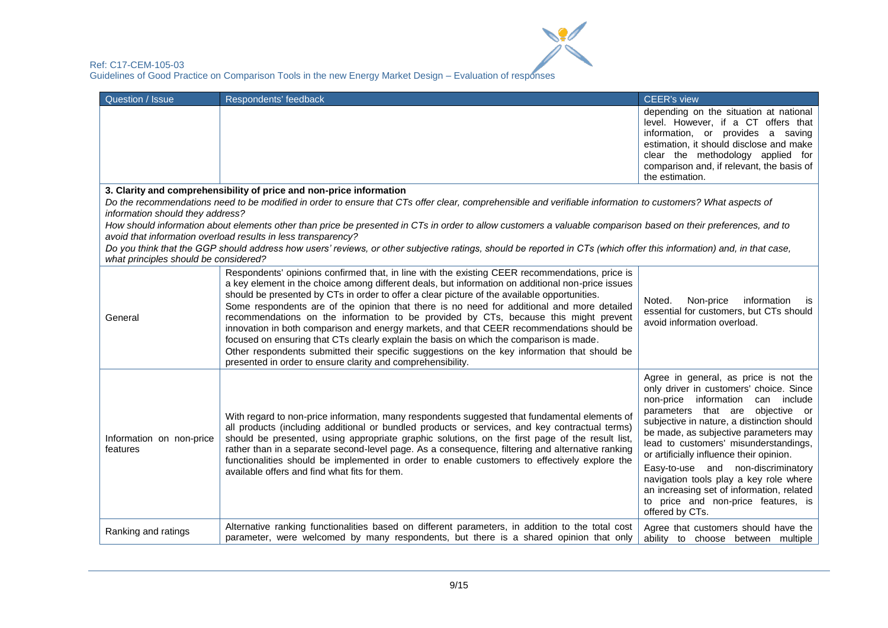| Question / Issue | Respondents' feedback | CEER's view |
|---|---|---|
| | | depending on the situation at national level. However, if a CT offers that information, or provides a saving estimation, it should disclose and make clear the methodology applied for comparison and, if relevant, the basis of the estimation. |
| **3. Clarity and comprehensibility of price and non-price information**<br>*Do the recommendations need to be modified in order to ensure that CTs offer clear, comprehensible and verifiable information to customers? What aspects of information should they address?*<br>*How should information about elements other than price be presented in CTs in order to allow customers a valuable comparison based on their preferences, and to avoid that information overload results in less transparency?*<br>*Do you think that the GGP should address how users' reviews, or other subjective ratings, should be reported in CTs (which offer this information) and, in that case, what principles should be considered?* | | |
| General | Respondents' opinions confirmed that, in line with the existing CEER recommendations, price is a key element in the choice among different deals, but information on additional non-price issues should be presented by CTs in order to offer a clear picture of the available opportunities.<br>Some respondents are of the opinion that there is no need for additional and more detailed recommendations on the information to be provided by CTs, because this might prevent innovation in both comparison and energy markets, and that CEER recommendations should be focused on ensuring that CTs clearly explain the basis on which the comparison is made.<br>Other respondents submitted their specific suggestions on the key information that should be presented in order to ensure clarity and comprehensibility. | Noted. Non-price information is essential for customers, but CTs should avoid information overload. |
| Information on non-price features | With regard to non-price information, many respondents suggested that fundamental elements of all products (including additional or bundled products or services, and key contractual terms) should be presented, using appropriate graphic solutions, on the first page of the result list, rather than in a separate second-level page. As a consequence, filtering and alternative ranking functionalities should be implemented in order to enable customers to effectively explore the available offers and find what fits for them. | Agree in general, as price is not the only driver in customers' choice. Since non-price information can include parameters that are objective or subjective in nature, a distinction should be made, as subjective parameters may lead to customers' misunderstandings, or artificially influence their opinion.<br>Easy-to-use and non-discriminatory navigation tools play a key role where an increasing set of information, related to price and non-price features, is offered by CTs. |
| Ranking and ratings | Alternative ranking functionalities based on different parameters, in addition to the total cost parameter, were welcomed by many respondents, but there is a shared opinion that only | Agree that customers should have the ability to choose between multiple |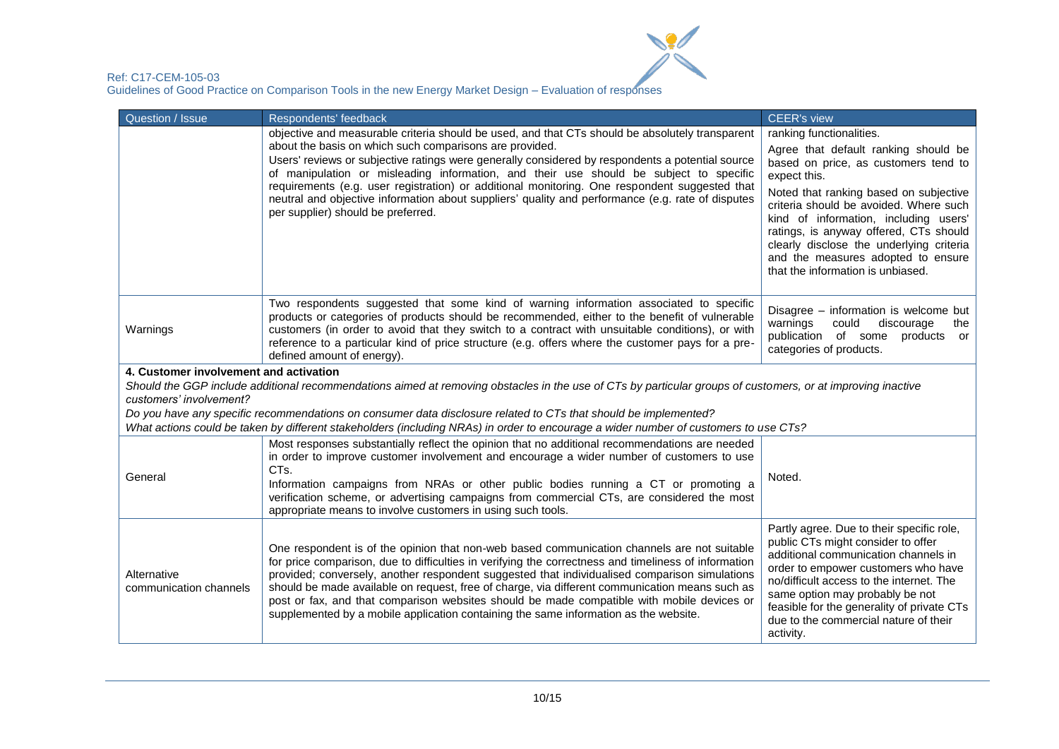| Question / Issue | Respondents' feedback | CEER's view |
|---|---|---|
| | objective and measurable criteria should be used, and that CTs should be absolutely transparent about the basis on which such comparisons are provided. Users' reviews or subjective ratings were generally considered by respondents a potential source of manipulation or misleading information, and their use should be subject to specific requirements (e.g. user registration) or additional monitoring. One respondent suggested that neutral and objective information about suppliers' quality and performance (e.g. rate of disputes per supplier) should be preferred. | ranking functionalities. Agree that default ranking should be based on price, as customers tend to expect this. Noted that ranking based on subjective criteria should be avoided. Where such kind of information, including users' ratings, is anyway offered, CTs should clearly disclose the underlying criteria and the measures adopted to ensure that the information is unbiased. |
| Warnings | Two respondents suggested that some kind of warning information associated to specific products or categories of products should be recommended, either to the benefit of vulnerable customers (in order to avoid that they switch to a contract with unsuitable conditions), or with reference to a particular kind of price structure (e.g. offers where the customer pays for a pre-defined amount of energy). | Disagree – information is welcome but warnings could discourage the publication of some products or categories of products. |
| **4. Customer involvement and activation**<br>*Should the GGP include additional recommendations aimed at removing obstacles in the use of CTs by particular groups of customers, or at improving inactive customers' involvement?*<br>*Do you have any specific recommendations on consumer data disclosure related to CTs that should be implemented?*<br>*What actions could be taken by different stakeholders (including NRAs) in order to encourage a wider number of customers to use CTs?* | | |
| General | Most responses substantially reflect the opinion that no additional recommendations are needed in order to improve customer involvement and encourage a wider number of customers to use CTs. Information campaigns from NRAs or other public bodies running a CT or promoting a verification scheme, or advertising campaigns from commercial CTs, are considered the most appropriate means to involve customers in using such tools. | Noted. |
| Alternative communication channels | One respondent is of the opinion that non-web based communication channels are not suitable for price comparison, due to difficulties in verifying the correctness and timeliness of information provided; conversely, another respondent suggested that individualised comparison simulations should be made available on request, free of charge, via different communication means such as post or fax, and that comparison websites should be made compatible with mobile devices or supplemented by a mobile application containing the same information as the website. | Partly agree. Due to their specific role, public CTs might consider to offer additional communication channels in order to empower customers who have no/difficult access to the internet. The same option may probably be not feasible for the generality of private CTs due to the commercial nature of their activity. |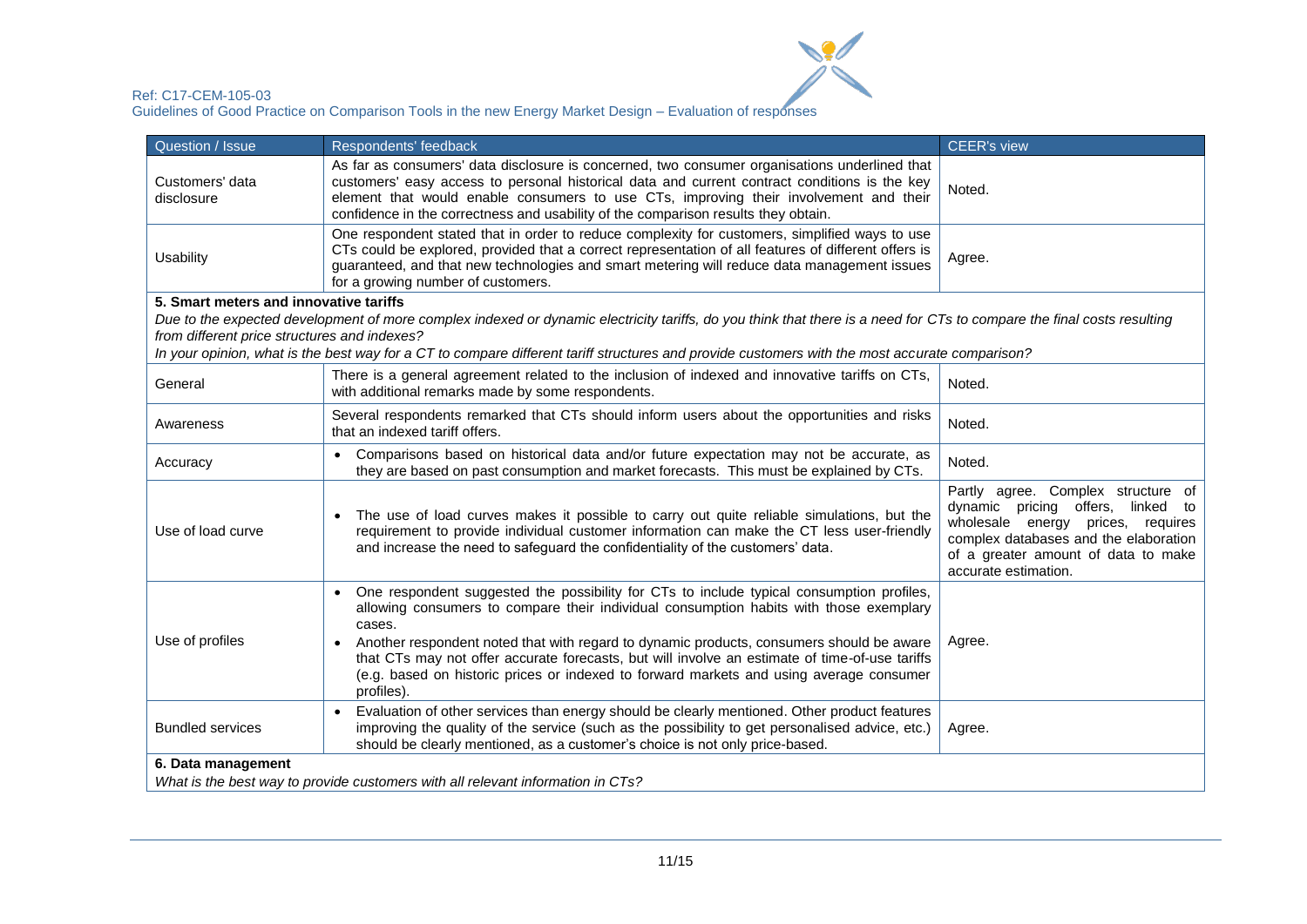| Question / Issue | Respondents' feedback | CEER's view |
|---|---|---|
| Customers' data disclosure | As far as consumers' data disclosure is concerned, two consumer organisations underlined that customers' easy access to personal historical data and current contract conditions is the key element that would enable consumers to use CTs, improving their involvement and their confidence in the correctness and usability of the comparison results they obtain. | Noted. |
| Usability | One respondent stated that in order to reduce complexity for customers, simplified ways to use CTs could be explored, provided that a correct representation of all features of different offers is guaranteed, and that new technologies and smart metering will reduce data management issues for a growing number of customers. | Agree. |
| **5. Smart meters and innovative tariffs**<br>*Due to the expected development of more complex indexed or dynamic electricity tariffs, do you think that there is a need for CTs to compare the final costs resulting from different price structures and indexes?*<br>*In your opinion, what is the best way for a CT to compare different tariff structures and provide customers with the most accurate comparison?* | | |
| General | There is a general agreement related to the inclusion of indexed and innovative tariffs on CTs, with additional remarks made by some respondents. | Noted. |
| Awareness | Several respondents remarked that CTs should inform users about the opportunities and risks that an indexed tariff offers. | Noted. |
| Accuracy | • Comparisons based on historical data and/or future expectation may not be accurate, as they are based on past consumption and market forecasts. This must be explained by CTs. | Noted. |
| Use of load curve | • The use of load curves makes it possible to carry out quite reliable simulations, but the requirement to provide individual customer information can make the CT less user-friendly and increase the need to safeguard the confidentiality of the customers' data. | Partly agree. Complex structure of dynamic pricing offers, linked to wholesale energy prices, requires complex databases and the elaboration of a greater amount of data to make accurate estimation. |
| Use of profiles | • One respondent suggested the possibility for CTs to include typical consumption profiles, allowing consumers to compare their individual consumption habits with those exemplary cases.<br>• Another respondent noted that with regard to dynamic products, consumers should be aware that CTs may not offer accurate forecasts, but will involve an estimate of time-of-use tariffs (e.g. based on historic prices or indexed to forward markets and using average consumer profiles). | Agree. |
| Bundled services | • Evaluation of other services than energy should be clearly mentioned. Other product features improving the quality of the service (such as the possibility to get personalised advice, etc.) should be clearly mentioned, as a customer's choice is not only price-based. | Agree. |
| **6. Data management**<br>*What is the best way to provide customers with all relevant information in CTs?* | | |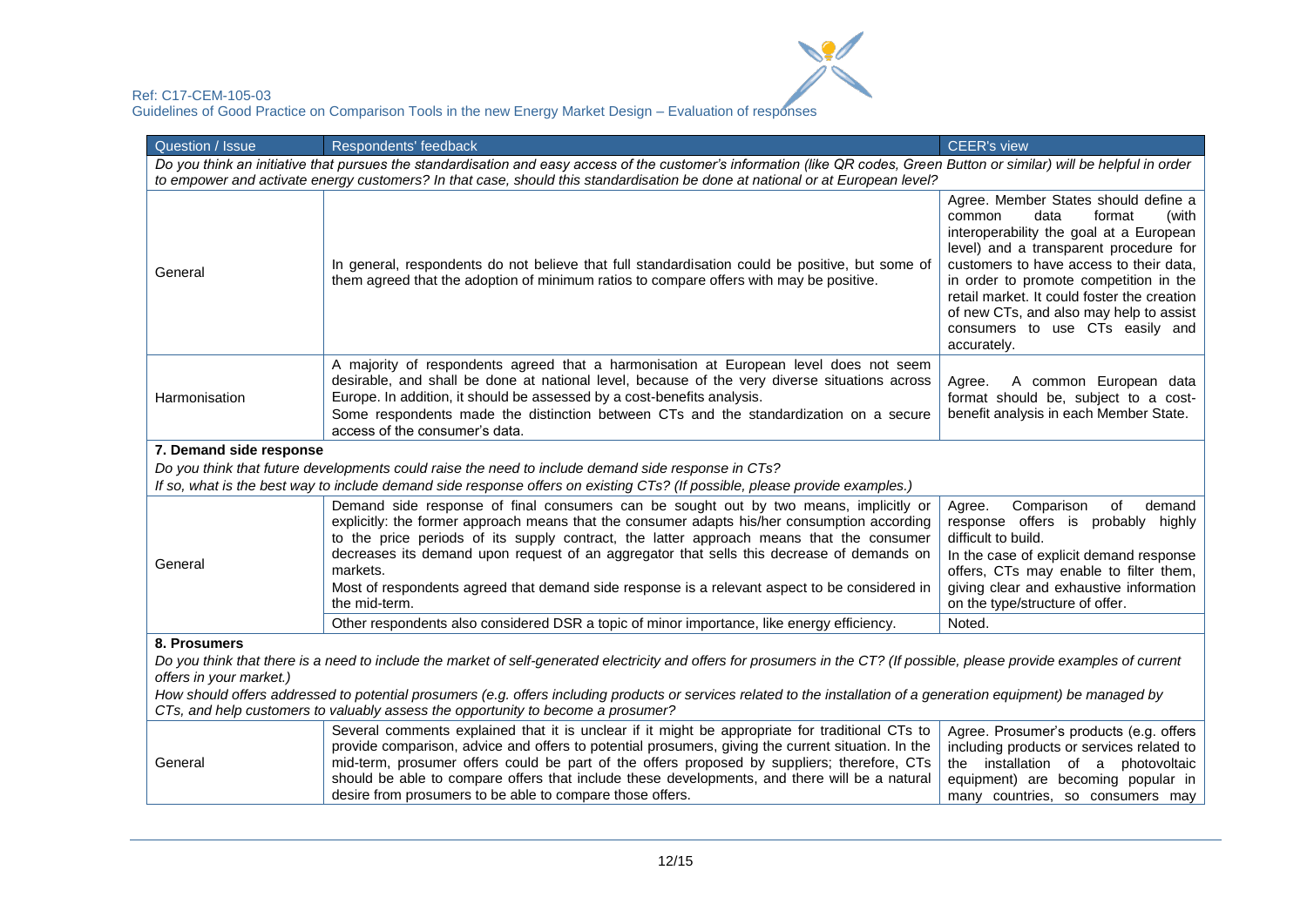| Question / Issue | Respondents' feedback | CEER's view |
|---|---|---|
| *Do you think an initiative that pursues the standardisation and easy access of the customer's information (like QR codes, Green Button or similar) will be helpful in order to empower and activate energy customers? In that case, should this standardisation be done at national or at European level?* | | |
| General | In general, respondents do not believe that full standardisation could be positive, but some of them agreed that the adoption of minimum ratios to compare offers with may be positive. | Agree. Member States should define a common data format (with interoperability the goal at a European level) and a transparent procedure for customers to have access to their data, in order to promote competition in the retail market. It could foster the creation of new CTs, and also may help to assist consumers to use CTs easily and accurately. |
| Harmonisation | A majority of respondents agreed that a harmonisation at European level does not seem desirable, and shall be done at national level, because of the very diverse situations across Europe. In addition, it should be assessed by a cost-benefits analysis.<br>Some respondents made the distinction between CTs and the standardization on a secure access of the consumer's data. | Agree. A common European data format should be, subject to a cost-benefit analysis in each Member State. |
| **7. Demand side response**<br>*Do you think that future developments could raise the need to include demand side response in CTs?*<br>*If so, what is the best way to include demand side response offers on existing CTs? (If possible, please provide examples.)* | | |
| General | Demand side response of final consumers can be sought out by two means, implicitly or explicitly: the former approach means that the consumer adapts his/her consumption according to the price periods of its supply contract, the latter approach means that the consumer decreases its demand upon request of an aggregator that sells this decrease of demands on markets.<br>Most of respondents agreed that demand side response is a relevant aspect to be considered in the mid-term. | Agree. Comparison of demand response offers is probably highly difficult to build.<br>In the case of explicit demand response offers, CTs may enable to filter them, giving clear and exhaustive information on the type/structure of offer. |
| | Other respondents also considered DSR a topic of minor importance, like energy efficiency. | Noted. |
| **8. Prosumers**<br>*Do you think that there is a need to include the market of self-generated electricity and offers for prosumers in the CT? (If possible, please provide examples of current offers in your market.)*<br>*How should offers addressed to potential prosumers (e.g. offers including products or services related to the installation of a generation equipment) be managed by CTs, and help customers to valuably assess the opportunity to become a prosumer?* | | |
| General | Several comments explained that it is unclear if it might be appropriate for traditional CTs to provide comparison, advice and offers to potential prosumers, giving the current situation. In the mid-term, prosumer offers could be part of the offers proposed by suppliers; therefore, CTs should be able to compare offers that include these developments, and there will be a natural desire from prosumers to be able to compare those offers. | Agree. Prosumer's products (e.g. offers including products or services related to the installation of a photovoltaic equipment) are becoming popular in many countries, so consumers may |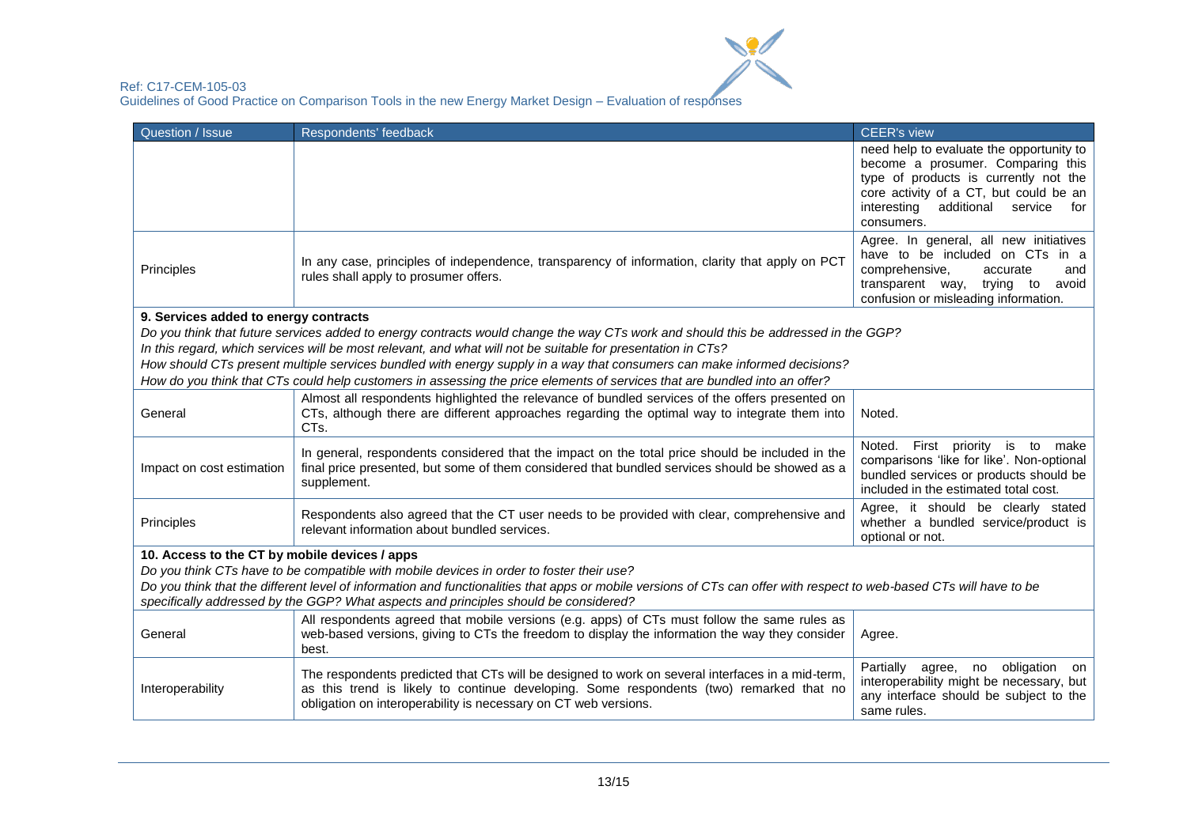| Question / Issue | Respondents' feedback | CEER's view |
| --- | --- | --- |
| | | need help to evaluate the opportunity to become a prosumer. Comparing this type of products is currently not the core activity of a CT, but could be an interesting additional service for consumers. |
| Principles | In any case, principles of independence, transparency of information, clarity that apply on PCT rules shall apply to prosumer offers. | Agree. In general, all new initiatives have to be included on CTs in a comprehensive, accurate and transparent way, trying to avoid confusion or misleading information. |
| **9. Services added to energy contracts**<br>*Do you think that future services added to energy contracts would change the way CTs work and should this be addressed in the GGP?*<br>*In this regard, which services will be most relevant, and what will not be suitable for presentation in CTs?*<br>*How should CTs present multiple services bundled with energy supply in a way that consumers can make informed decisions?*<br>*How do you think that CTs could help customers in assessing the price elements of services that are bundled into an offer?* | | |
| General | Almost all respondents highlighted the relevance of bundled services of the offers presented on CTs, although there are different approaches regarding the optimal way to integrate them into CTs. | Noted. |
| Impact on cost estimation | In general, respondents considered that the impact on the total price should be included in the final price presented, but some of them considered that bundled services should be showed as a supplement. | Noted. First priority is to make comparisons 'like for like'. Non-optional bundled services or products should be included in the estimated total cost. |
| Principles | Respondents also agreed that the CT user needs to be provided with clear, comprehensive and relevant information about bundled services. | Agree, it should be clearly stated whether a bundled service/product is optional or not. |
| **10. Access to the CT by mobile devices / apps**<br>*Do you think CTs have to be compatible with mobile devices in order to foster their use?*<br>*Do you think that the different level of information and functionalities that apps or mobile versions of CTs can offer with respect to web-based CTs will have to be specifically addressed by the GGP? What aspects and principles should be considered?* | | |
| General | All respondents agreed that mobile versions (e.g. apps) of CTs must follow the same rules as web-based versions, giving to CTs the freedom to display the information the way they consider best. | Agree. |
| Interoperability | The respondents predicted that CTs will be designed to work on several interfaces in a mid-term, as this trend is likely to continue developing. Some respondents (two) remarked that no obligation on interoperability is necessary on CT web versions. | Partially agree, no obligation on interoperability might be necessary, but any interface should be subject to the same rules. |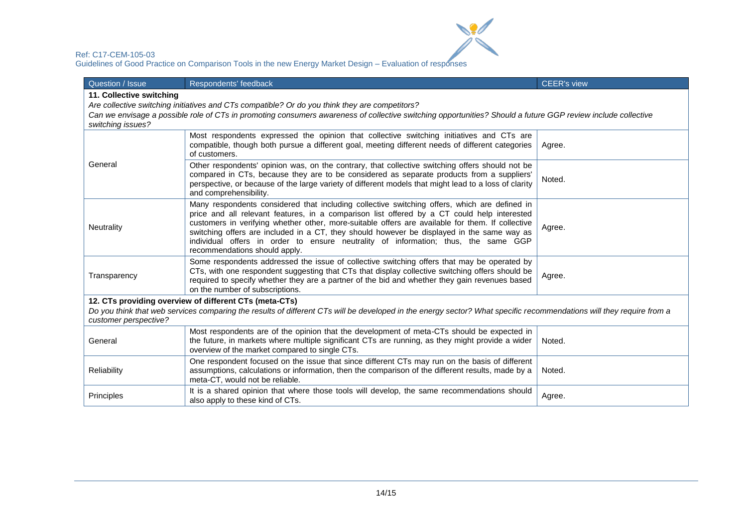| Question / Issue | Respondents' feedback | CEER's view |
|---|---|---|
| **11. Collective switching**<br>*Are collective switching initiatives and CTs compatible? Or do you think they are competitors?*<br>*Can we envisage a possible role of CTs in promoting consumers awareness of collective switching opportunities? Should a future GGP review include collective switching issues?* | | |
| General | Most respondents expressed the opinion that collective switching initiatives and CTs are compatible, though both pursue a different goal, meeting different needs of different categories of customers. | Agree. |
| | Other respondents' opinion was, on the contrary, that collective switching offers should not be compared in CTs, because they are to be considered as separate products from a suppliers' perspective, or because of the large variety of different models that might lead to a loss of clarity and comprehensibility. | Noted. |
| Neutrality | Many respondents considered that including collective switching offers, which are defined in price and all relevant features, in a comparison list offered by a CT could help interested customers in verifying whether other, more-suitable offers are available for them. If collective switching offers are included in a CT, they should however be displayed in the same way as individual offers in order to ensure neutrality of information; thus, the same GGP recommendations should apply. | Agree. |
| Transparency | Some respondents addressed the issue of collective switching offers that may be operated by CTs, with one respondent suggesting that CTs that display collective switching offers should be required to specify whether they are a partner of the bid and whether they gain revenues based on the number of subscriptions. | Agree. |
| **12. CTs providing overview of different CTs (meta-CTs)**<br>*Do you think that web services comparing the results of different CTs will be developed in the energy sector? What specific recommendations will they require from a customer perspective?* | | |
| General | Most respondents are of the opinion that the development of meta-CTs should be expected in the future, in markets where multiple significant CTs are running, as they might provide a wider overview of the market compared to single CTs. | Noted. |
| Reliability | One respondent focused on the issue that since different CTs may run on the basis of different assumptions, calculations or information, then the comparison of the different results, made by a meta-CT, would not be reliable. | Noted. |
| Principles | It is a shared opinion that where those tools will develop, the same recommendations should also apply to these kind of CTs. | Agree. |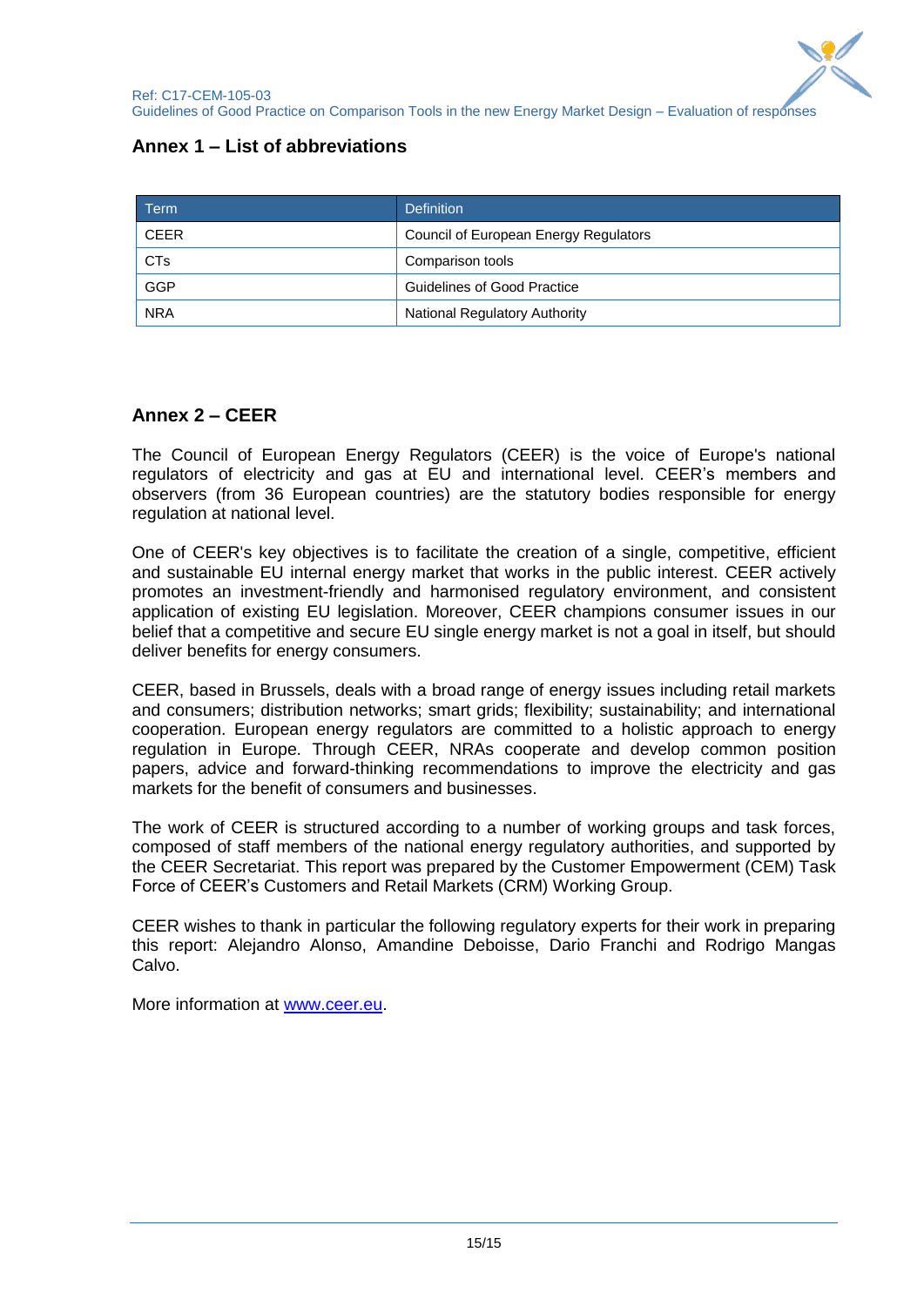## Annex 1 – List of abbreviations

| Term | Definition |
|---|---|
| CEER | Council of European Energy Regulators |
| CTs | Comparison tools |
| GGP | Guidelines of Good Practice |
| NRA | National Regulatory Authority |

## Annex 2 – CEER

The Council of European Energy Regulators (CEER) is the voice of Europe's national regulators of electricity and gas at EU and international level. CEER's members and observers (from 36 European countries) are the statutory bodies responsible for energy regulation at national level.

One of CEER's key objectives is to facilitate the creation of a single, competitive, efficient and sustainable EU internal energy market that works in the public interest. CEER actively promotes an investment-friendly and harmonised regulatory environment, and consistent application of existing EU legislation. Moreover, CEER champions consumer issues in our belief that a competitive and secure EU single energy market is not a goal in itself, but should deliver benefits for energy consumers.

CEER, based in Brussels, deals with a broad range of energy issues including retail markets and consumers; distribution networks; smart grids; flexibility; sustainability; and international cooperation. European energy regulators are committed to a holistic approach to energy regulation in Europe. Through CEER, NRAs cooperate and develop common position papers, advice and forward-thinking recommendations to improve the electricity and gas markets for the benefit of consumers and businesses.

The work of CEER is structured according to a number of working groups and task forces, composed of staff members of the national energy regulatory authorities, and supported by the CEER Secretariat. This report was prepared by the Customer Empowerment (CEM) Task Force of CEER's Customers and Retail Markets (CRM) Working Group.

CEER wishes to thank in particular the following regulatory experts for their work in preparing this report: Alejandro Alonso, Amandine Deboisse, Dario Franchi and Rodrigo Mangas Calvo.

More information at [www.ceer.eu](http://www.ceer.eu).